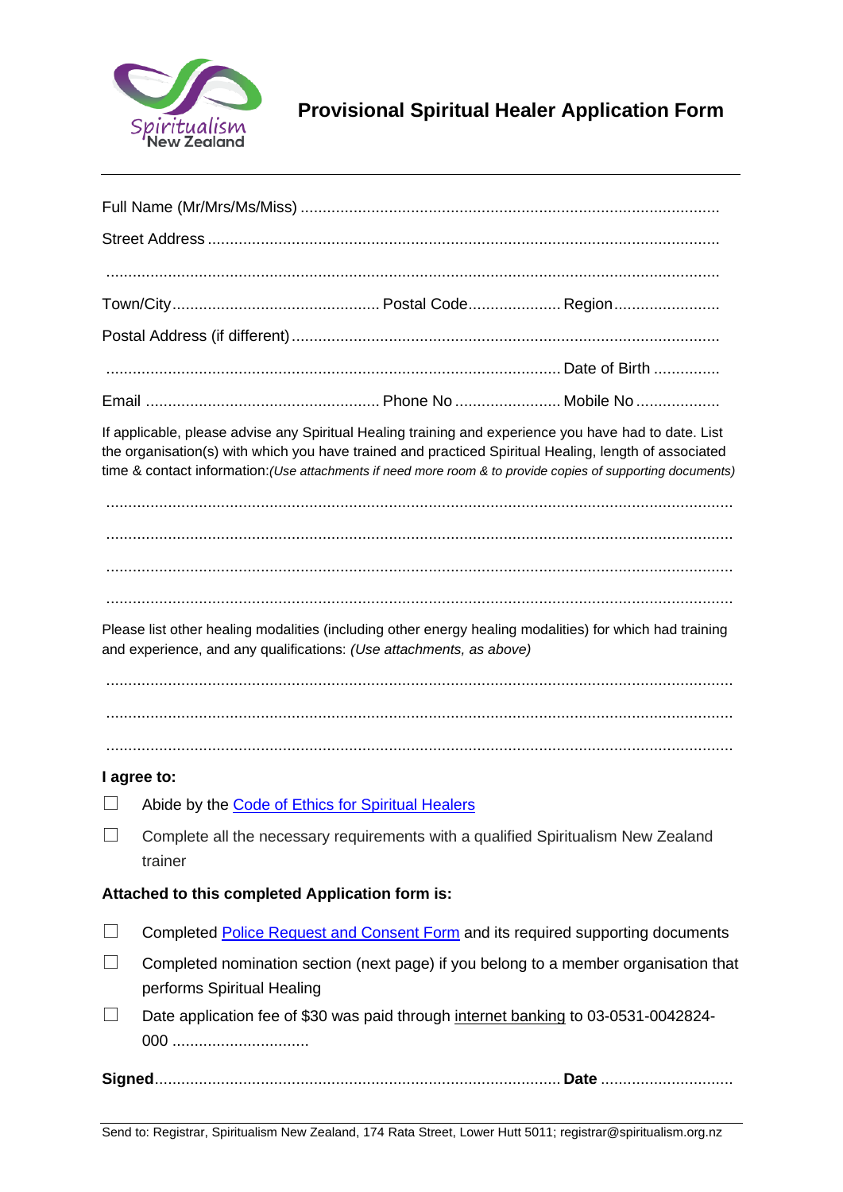Spiritualism New Zealand

# Provisional Spiritual Healer Application Form

Full Name (Mr/Mrs/Ms/Miss) ..............................................................................................

Street Address ...................................................................................................................

..........................................................................................................................................

Town/City.............................................. Postal Code.................... Region.......................

Postal Address (if different) ...............................................................................................

........................................................................................................ Date of Birth ..............

Email .................................................... Phone No ....................... Mobile No ..................

If applicable, please advise any Spiritual Healing training and experience you have had to date. List the organisation(s) with which you have trained and practiced Spiritual Healing, length of associated time & contact information:*(Use attachments if need more room & to provide copies of supporting documents)*

..........................................................................................................................................

..........................................................................................................................................

..........................................................................................................................................

..........................................................................................................................................

Please list other healing modalities (including other energy healing modalities) for which had training and experience, and any qualifications: *(Use attachments, as above)*

..........................................................................................................................................

..........................................................................................................................................

..........................................................................................................................................

**I agree to:**

- ☐ Abide by the Code of Ethics for Spiritual Healers
- ☐ Complete all the necessary requirements with a qualified Spiritualism New Zealand trainer

**Attached to this completed Application form is:**

- ☐ Completed Police Request and Consent Form and its required supporting documents
- ☐ Completed nomination section (next page) if you belong to a member organisation that performs Spiritual Healing
- ☐ Date application fee of $30 was paid through internet banking to 03-0531-0042824-000 ..............................

**Signed**......................................................................................... **Date** .............................

Send to: Registrar, Spiritualism New Zealand, 174 Rata Street, Lower Hutt 5011; registrar@spiritualism.org.nz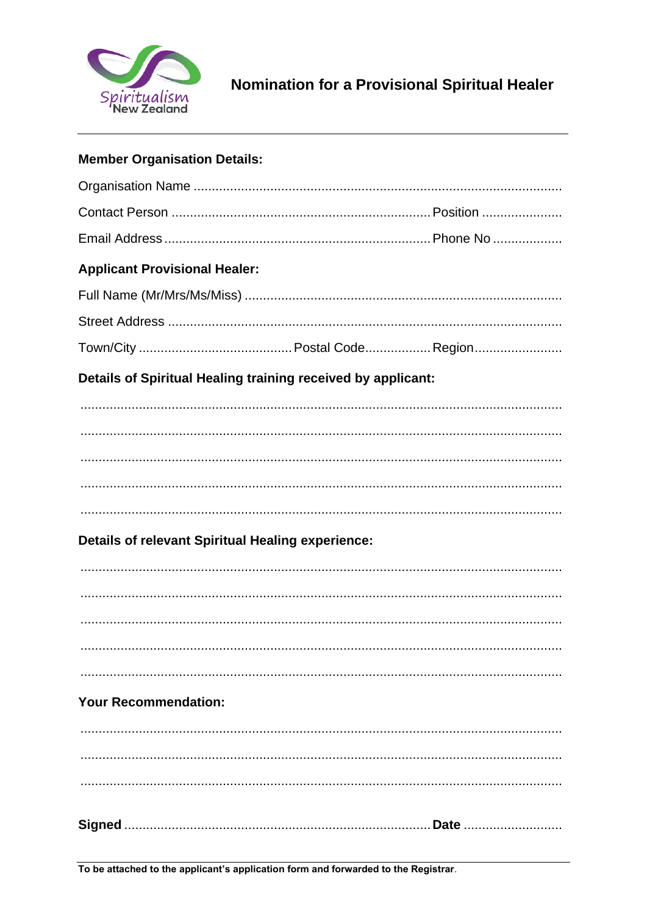Spiritualism New Zealand

# Nomination for a Provisional Spiritual Healer

---

**Member Organisation Details:**

Organisation Name ..............................................................................................

Contact Person ................................................................. Position .....................

Email Address .................................................................. Phone No ..................

**Applicant Provisional Healer:**

Full Name (Mr/Mrs/Ms/Miss) ...............................................................................

Street Address ...................................................................................................

Town/City ...................................... Postal Code.................. Region........................

**Details of Spiritual Healing training received by applicant:**

.........................................................................................................................

.........................................................................................................................

.........................................................................................................................

.........................................................................................................................

.........................................................................................................................

**Details of relevant Spiritual Healing experience:**

.........................................................................................................................

.........................................................................................................................

.........................................................................................................................

.........................................................................................................................

.........................................................................................................................

**Your Recommendation:**

.........................................................................................................................

.........................................................................................................................

.........................................................................................................................

**Signed** ......................................................................... **Date** ...........................

---

**To be attached to the applicant's application form and forwarded to the Registrar**.